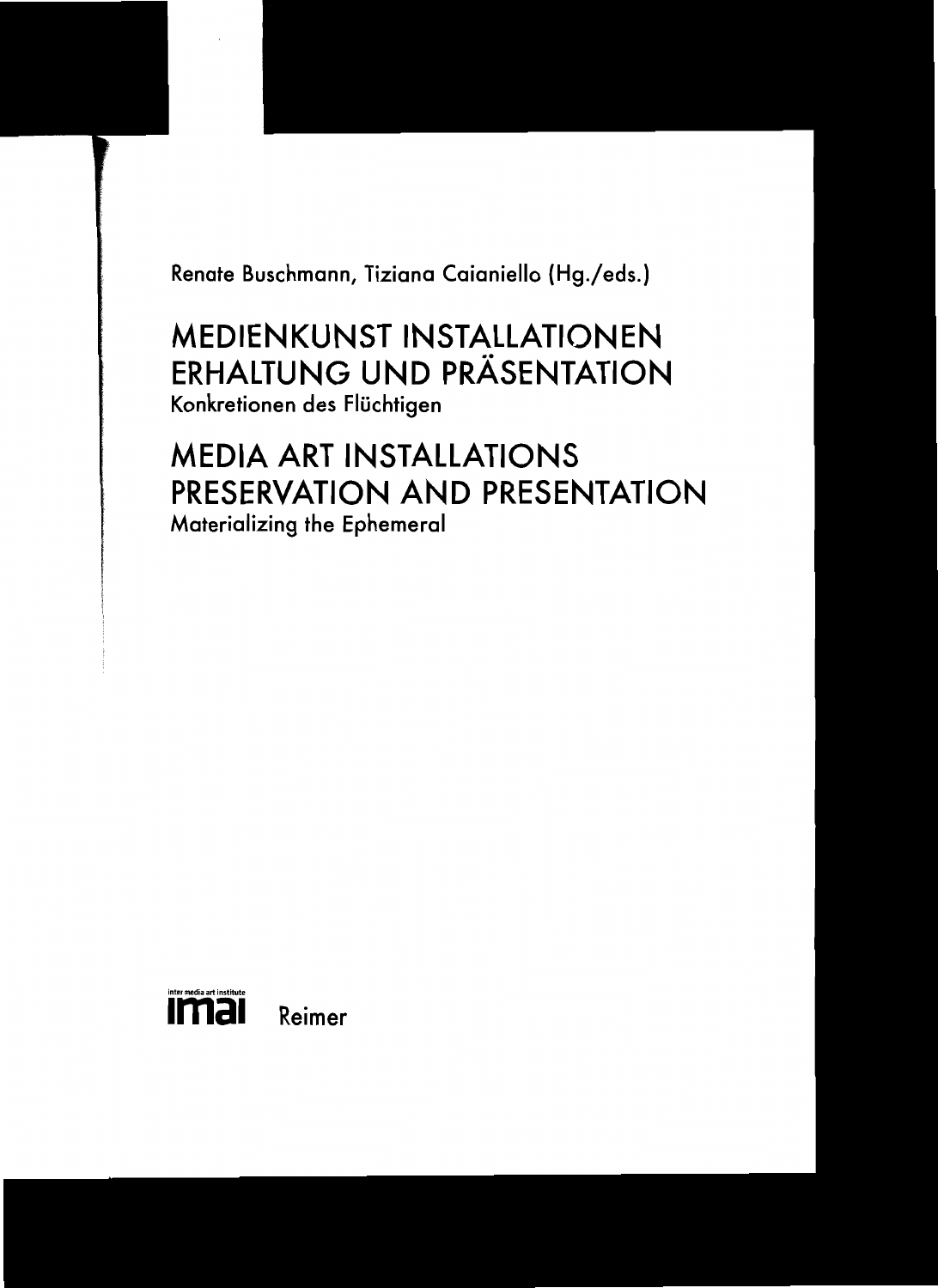Renate Buschmann, Tiziana Caianiello (Hg./eds.)

# MEDIENKUNST INSTALLATIONEN ERHALTUNG UND PRÄSENTATION

Konkretionen des Flüchtigen

# MEDIA ART INSTALLATIONS PRESERVATION AND PRESENTATION

Materializing the Ephemeral

inter media art institute

imai Reimer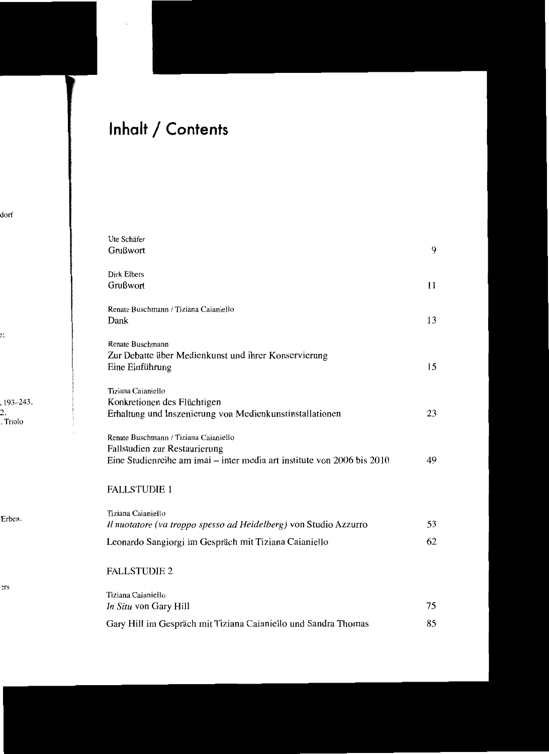# Inhalt / Contents

Ute Schäfer
Grußwort 9

Dirk Elbers
Grußwort 11

Renate Buschmann / Tiziana Caianiello
Dank 13

Renate Buschmann
Zur Debatte über Medienkunst und ihrer Konservierung
Eine Einführung 15

Tiziana Caianiello
Konkretionen des Flüchtigen
Erhaltung und Inszenierung von Medienkunstinstallationen 23

Renate Buschmann / Tiziana Caianiello
Fallstudien zur Restaurierung
Eine Studienreihe am imai – inter media art institute von 2006 bis 2010 49

FALLSTUDIE 1

Tiziana Caianiello
*Il nuotatore (va troppo spesso ad Heidelberg)* von Studio Azzurro 53

Leonardo Sangiorgi im Gespräch mit Tiziana Caianiello 62

FALLSTUDIE 2

Tiziana Caianiello
*In Situ* von Gary Hill 75

Gary Hill im Gespräch mit Tiziana Caianiello und Sandra Thomas 85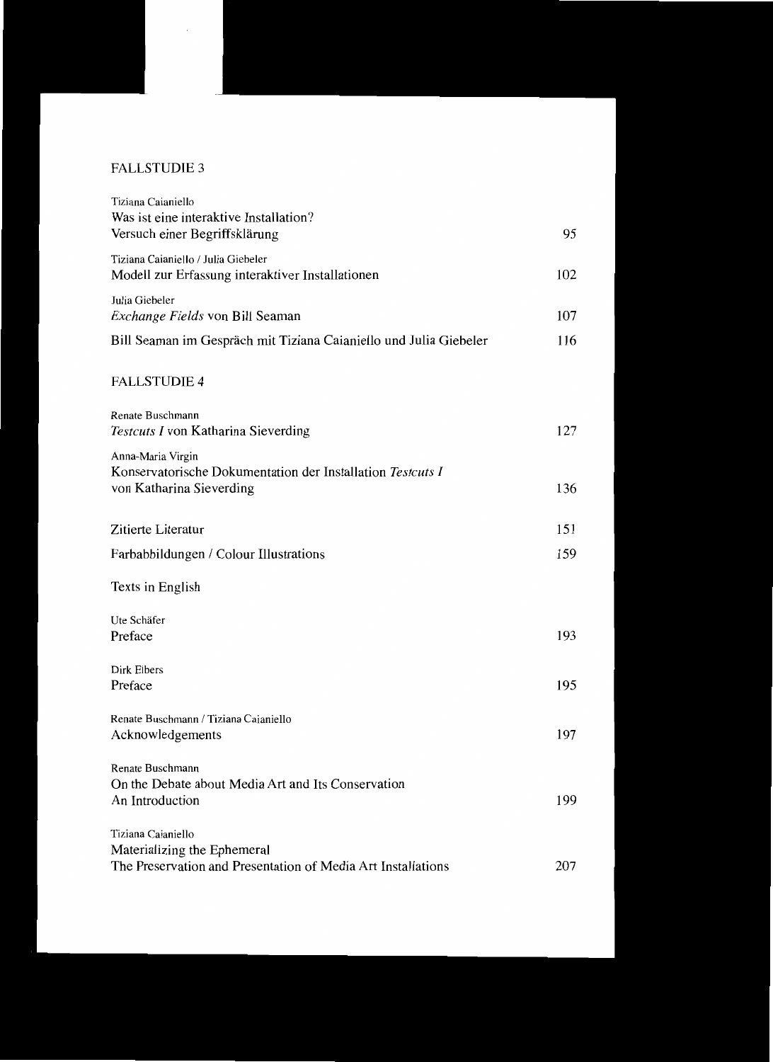## FALLSTUDIE 3

Tiziana Caianiello
Was ist eine interaktive Installation?
Versuch einer Begriffsklärung 95

Tiziana Caianiello / Julia Giebeler
Modell zur Erfassung interaktiver Installationen 102

Julia Giebeler
*Exchange Fields* von Bill Seaman 107

Bill Seaman im Gespräch mit Tiziana Caianiello und Julia Giebeler 116

## FALLSTUDIE 4

Renate Buschmann
*Testcuts I* von Katharina Sieverding 127

Anna-Maria Virgin
Konservatorische Dokumentation der Installation *Testcuts I*
von Katharina Sieverding 136

Zitierte Literatur 151

Farbabbildungen / Colour Illustrations 159

Texts in English

Ute Schäfer
Preface 193

Dirk Elbers
Preface 195

Renate Buschmann / Tiziana Caianiello
Acknowledgements 197

Renate Buschmann
On the Debate about Media Art and Its Conservation
An Introduction 199

Tiziana Caianiello
Materializing the Ephemeral
The Preservation and Presentation of Media Art Installations 207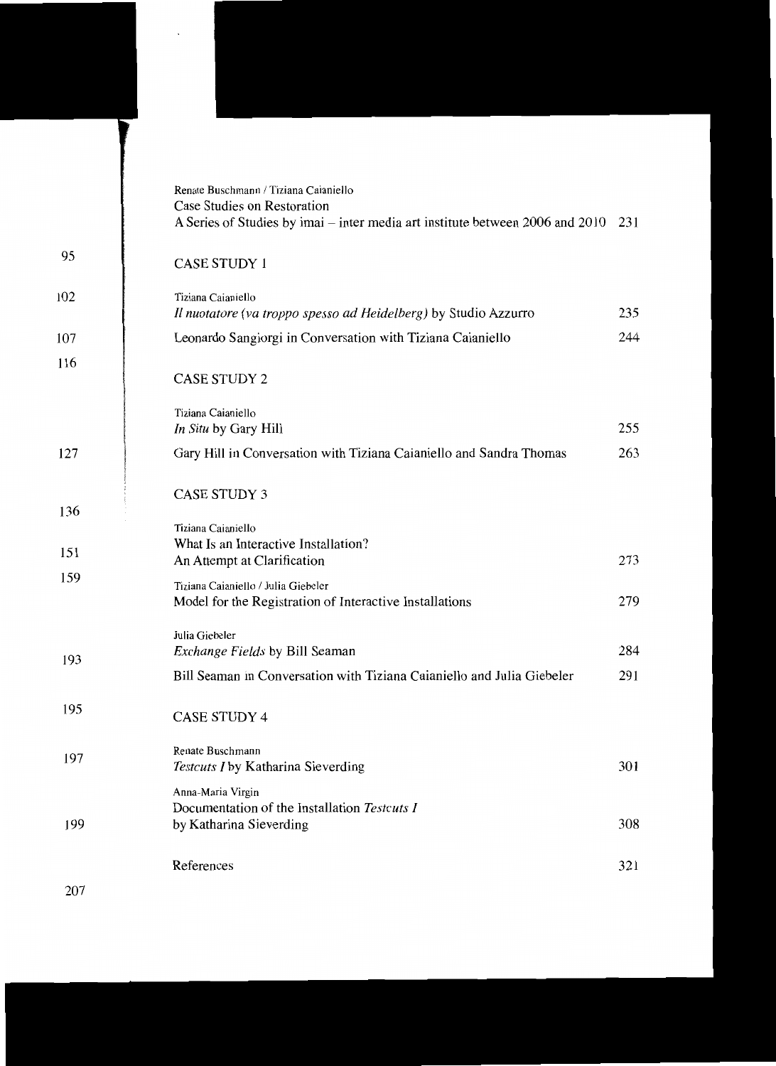Renate Buschmann / Tiziana Caianiello
Case Studies on Restoration
A Series of Studies by imai – inter media art institute between 2006 and 2010 231

## CASE STUDY 1

Tiziana Caianiello
*Il nuotatore (va troppo spesso ad Heidelberg)* by Studio Azzurro 235

Leonardo Sangiorgi in Conversation with Tiziana Caianiello 244

## CASE STUDY 2

Tiziana Caianiello
*In Situ* by Gary Hill 255

Gary Hill in Conversation with Tiziana Caianiello and Sandra Thomas 263

## CASE STUDY 3

Tiziana Caianiello
What Is an Interactive Installation?
An Attempt at Clarification 273

Tiziana Caianiello / Julia Giebeler
Model for the Registration of Interactive Installations 279

Julia Giebeler
*Exchange Fields* by Bill Seaman 284

Bill Seaman in Conversation with Tiziana Caianiello and Julia Giebeler 291

## CASE STUDY 4

Renate Buschmann
*Testcuts I* by Katharina Sieverding 301

Anna-Maria Virgin
Documentation of the Installation *Testcuts I*
by Katharina Sieverding 308

References 321